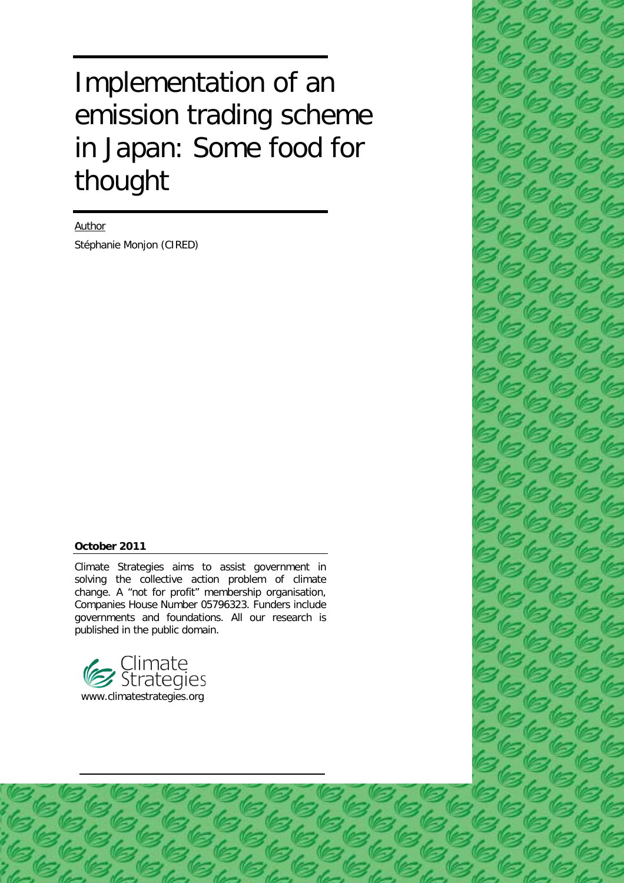# Implementation of an emission trading scheme in Japan: Some food for thought

Author

Stéphanie Monjon (CIRED)

**October 2011**

Climate Strategies aims to assist government in solving the collective action problem of climate change. A "not for profit" membership organisation, Companies House Number 05796323. Funders include governments and foundations. All our research is published in the public domain.

Climate Strategies

www.climatestrategies.org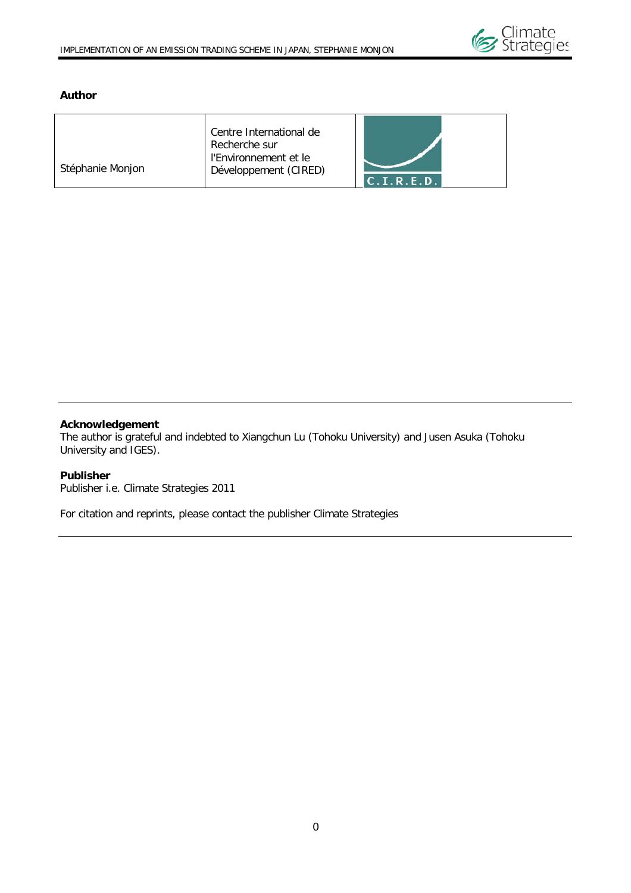**Author**

| Stéphanie Monjon | Centre International de Recherche sur l'Environnement et le Développement (CIRED) | C.I.R.E.D. |
|---|---|---|

---

**Acknowledgement**
The author is grateful and indebted to Xiangchun Lu (Tohoku University) and Jusen Asuka (Tohoku University and IGES).

**Publisher**
Publisher i.e. Climate Strategies 2011

For citation and reprints, please contact the publisher Climate Strategies

---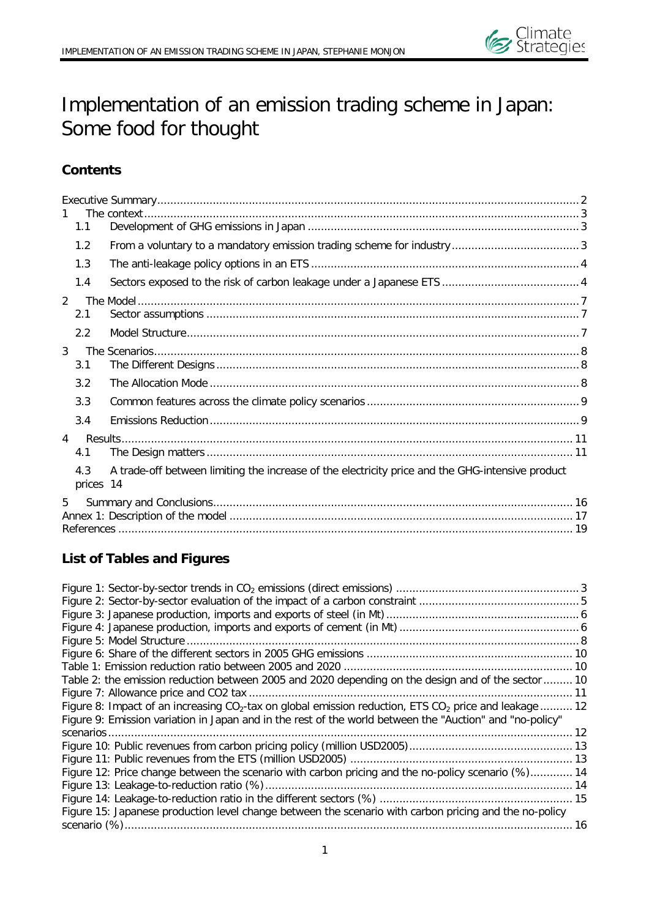# Implementation of an emission trading scheme in Japan: Some food for thought

## Contents

Executive Summary ..... 2

1 The context ..... 3

- 1.1 Development of GHG emissions in Japan ..... 3
- 1.2 From a voluntary to a mandatory emission trading scheme for industry ..... 3
- 1.3 The anti-leakage policy options in an ETS ..... 4
- 1.4 Sectors exposed to the risk of carbon leakage under a Japanese ETS ..... 4

2 The Model ..... 7

- 2.1 Sector assumptions ..... 7
- 2.2 Model Structure ..... 7

3 The Scenarios ..... 8

- 3.1 The Different Designs ..... 8
- 3.2 The Allocation Mode ..... 8
- 3.3 Common features across the climate policy scenarios ..... 9
- 3.4 Emissions Reduction ..... 9

4 Results ..... 11

- 4.1 The Design matters ..... 11
- 4.3 A trade-off between limiting the increase of the electricity price and the GHG-intensive product prices 14

5 Summary and Conclusions ..... 16

Annex 1: Description of the model ..... 17

References ..... 19

## List of Tables and Figures

Figure 1: Sector-by-sector trends in $CO_2$ emissions (direct emissions) ..... 3

Figure 2: Sector-by-sector evaluation of the impact of a carbon constraint ..... 5

Figure 3: Japanese production, imports and exports of steel (in Mt) ..... 6

Figure 4: Japanese production, imports and exports of cement (in Mt) ..... 6

Figure 5: Model Structure ..... 8

Figure 6: Share of the different sectors in 2005 GHG emissions ..... 10

Table 1: Emission reduction ratio between 2005 and 2020 ..... 10

Table 2: the emission reduction between 2005 and 2020 depending on the design and of the sector ..... 10

Figure 7: Allowance price and CO2 tax ..... 11

Figure 8: Impact of an increasing $CO_2$-tax on global emission reduction, ETS $CO_2$ price and leakage ..... 12

Figure 9: Emission variation in Japan and in the rest of the world between the "Auction" and "no-policy" scenarios ..... 12

Figure 10: Public revenues from carbon pricing policy (million USD2005) ..... 13

Figure 11: Public revenues from the ETS (million USD2005) ..... 13

Figure 12: Price change between the scenario with carbon pricing and the no-policy scenario (%) ..... 14

Figure 13: Leakage-to-reduction ratio (%) ..... 14

Figure 14: Leakage-to-reduction ratio in the different sectors (%) ..... 15

Figure 15: Japanese production level change between the scenario with carbon pricing and the no-policy scenario (%) ..... 16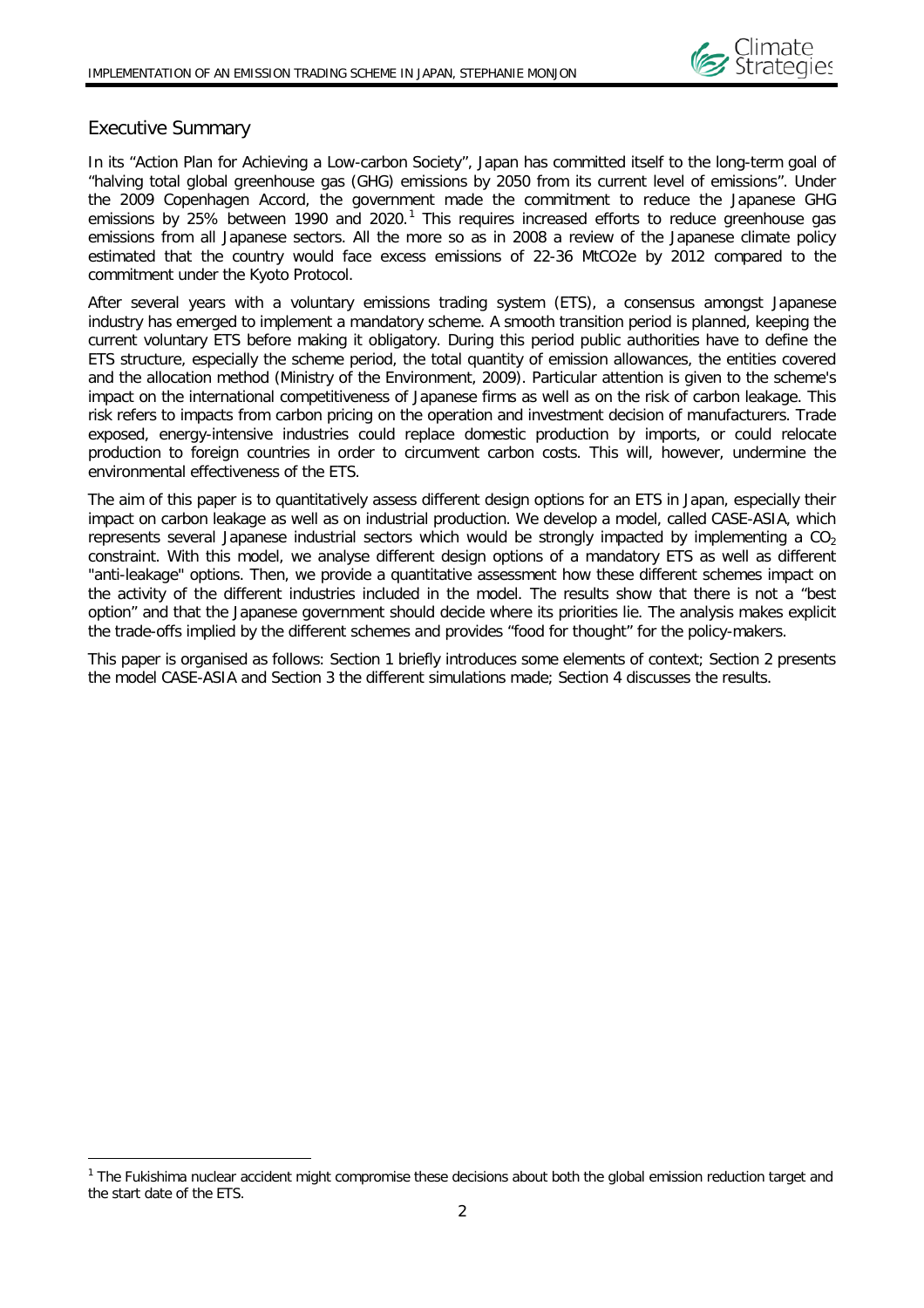## Executive Summary

In its “Action Plan for Achieving a Low-carbon Society”, Japan has committed itself to the long-term goal of “halving total global greenhouse gas (GHG) emissions by 2050 from its current level of emissions”. Under the 2009 Copenhagen Accord, the government made the commitment to reduce the Japanese GHG emissions by 25% between 1990 and 2020.[1] This requires increased efforts to reduce greenhouse gas emissions from all Japanese sectors. All the more so as in 2008 a review of the Japanese climate policy estimated that the country would face excess emissions of 22-36 MtCO2e by 2012 compared to the commitment under the Kyoto Protocol.

After several years with a voluntary emissions trading system (ETS), a consensus amongst Japanese industry has emerged to implement a mandatory scheme. A smooth transition period is planned, keeping the current voluntary ETS before making it obligatory. During this period public authorities have to define the ETS structure, especially the scheme period, the total quantity of emission allowances, the entities covered and the allocation method (Ministry of the Environment, 2009). Particular attention is given to the scheme's impact on the international competitiveness of Japanese firms as well as on the risk of carbon leakage. This risk refers to impacts from carbon pricing on the operation and investment decision of manufacturers. Trade exposed, energy-intensive industries could replace domestic production by imports, or could relocate production to foreign countries in order to circumvent carbon costs. This will, however, undermine the environmental effectiveness of the ETS.

The aim of this paper is to quantitatively assess different design options for an ETS in Japan, especially their impact on carbon leakage as well as on industrial production. We develop a model, called CASE-ASIA, which represents several Japanese industrial sectors which would be strongly impacted by implementing a $CO_2$ constraint. With this model, we analyse different design options of a mandatory ETS as well as different "anti-leakage" options. Then, we provide a quantitative assessment how these different schemes impact on the activity of the different industries included in the model. The results show that there is not a “best option” and that the Japanese government should decide where its priorities lie. The analysis makes explicit the trade-offs implied by the different schemes and provides “food for thought” for the policy-makers.

This paper is organised as follows: Section 1 briefly introduces some elements of context; Section 2 presents the model CASE-ASIA and Section 3 the different simulations made; Section 4 discusses the results.

[1] The Fukishima nuclear accident might compromise these decisions about both the global emission reduction target and the start date of the ETS.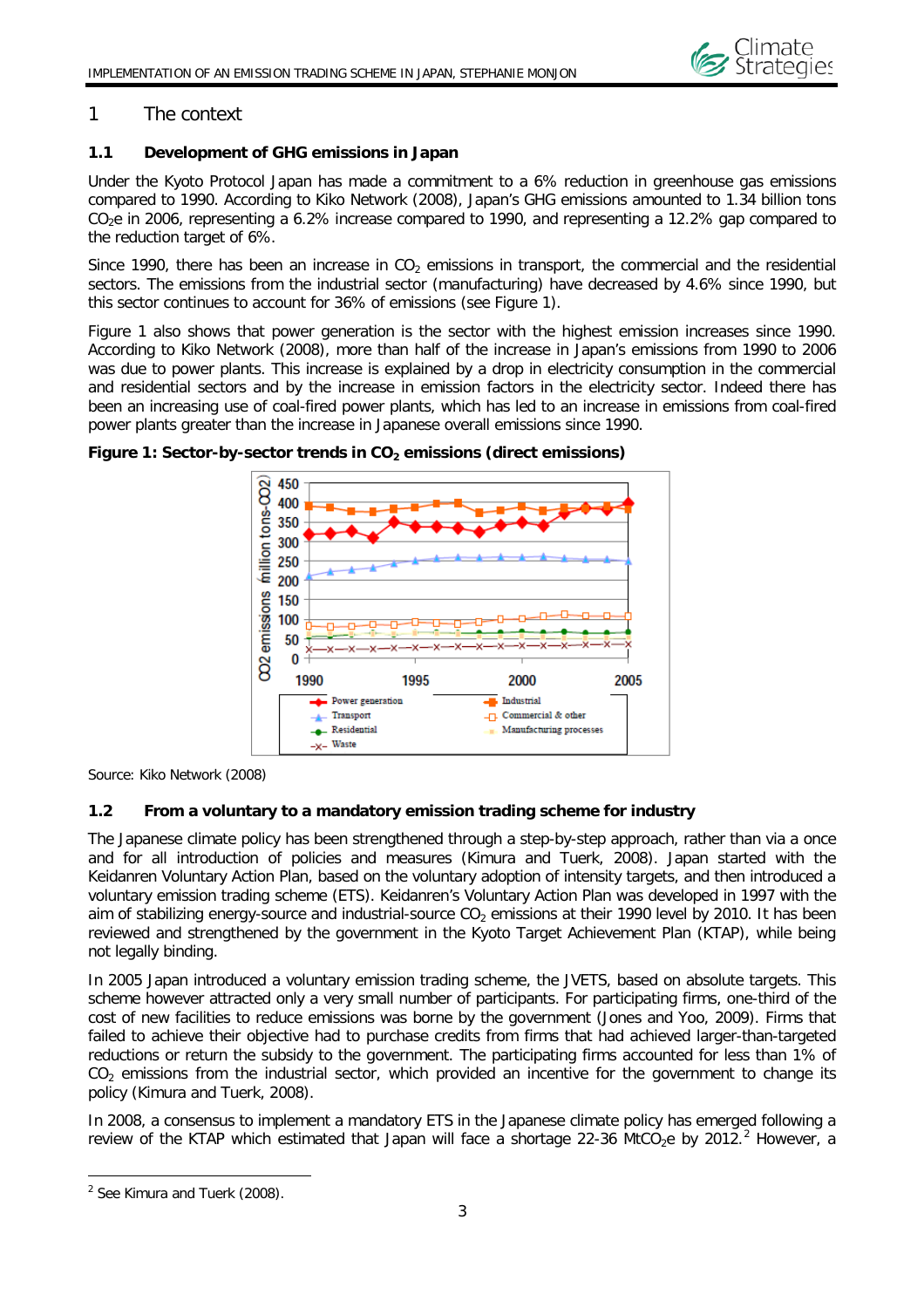# 1 The context

## 1.1 Development of GHG emissions in Japan

Under the Kyoto Protocol Japan has made a commitment to a 6% reduction in greenhouse gas emissions compared to 1990. According to Kiko Network (2008), Japan's GHG emissions amounted to 1.34 billion tons $CO_2e$ in 2006, representing a 6.2% increase compared to 1990, and representing a 12.2% gap compared to the reduction target of 6%.

Since 1990, there has been an increase in $CO_2$ emissions in transport, the commercial and the residential sectors. The emissions from the industrial sector (manufacturing) have decreased by 4.6% since 1990, but this sector continues to account for 36% of emissions (see Figure 1).

Figure 1 also shows that power generation is the sector with the highest emission increases since 1990. According to Kiko Network (2008), more than half of the increase in Japan's emissions from 1990 to 2006 was due to power plants. This increase is explained by a drop in electricity consumption in the commercial and residential sectors and by the increase in emission factors in the electricity sector. Indeed there has been an increasing use of coal-fired power plants, which has led to an increase in emissions from coal-fired power plants greater than the increase in Japanese overall emissions since 1990.

**Figure 1: Sector-by-sector trends in $CO_2$ emissions (direct emissions)**

Source: Kiko Network (2008)

## 1.2 From a voluntary to a mandatory emission trading scheme for industry

The Japanese climate policy has been strengthened through a step-by-step approach, rather than via a once and for all introduction of policies and measures (Kimura and Tuerk, 2008). Japan started with the Keidanren Voluntary Action Plan, based on the voluntary adoption of intensity targets, and then introduced a voluntary emission trading scheme (ETS). Keidanren's Voluntary Action Plan was developed in 1997 with the aim of stabilizing energy-source and industrial-source $CO_2$ emissions at their 1990 level by 2010. It has been reviewed and strengthened by the government in the Kyoto Target Achievement Plan (KTAP), while being not legally binding.

In 2005 Japan introduced a voluntary emission trading scheme, the JVETS, based on absolute targets. This scheme however attracted only a very small number of participants. For participating firms, one-third of the cost of new facilities to reduce emissions was borne by the government (Jones and Yoo, 2009). Firms that failed to achieve their objective had to purchase credits from firms that had achieved larger-than-targeted reductions or return the subsidy to the government. The participating firms accounted for less than 1% of $CO_2$ emissions from the industrial sector, which provided an incentive for the government to change its policy (Kimura and Tuerk, 2008).

In 2008, a consensus to implement a mandatory ETS in the Japanese climate policy has emerged following a review of the KTAP which estimated that Japan will face a shortage 22-36 $MtCO_2e$ by 2012.[2] However, a

[2] See Kimura and Tuerk (2008).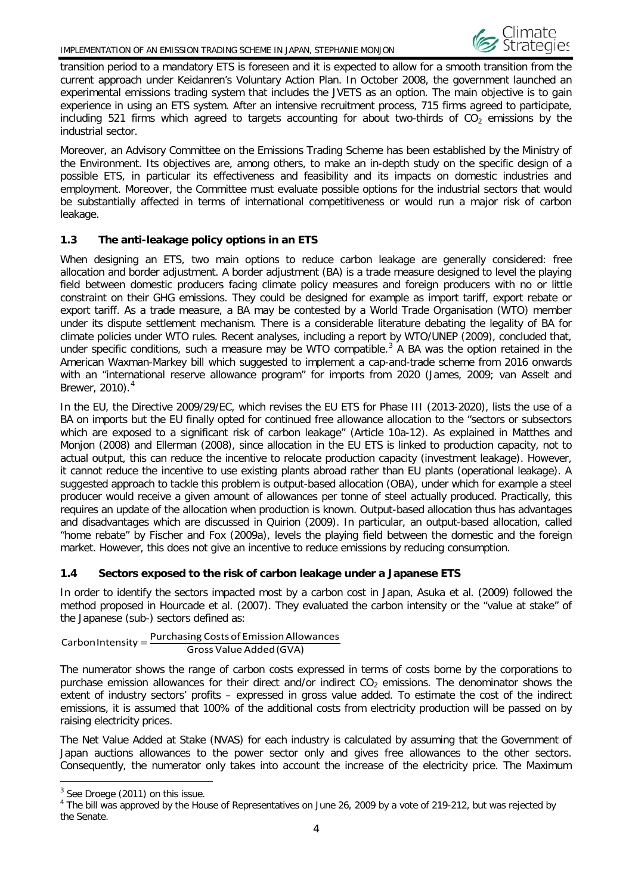transition period to a mandatory ETS is foreseen and it is expected to allow for a smooth transition from the current approach under Keidanren's Voluntary Action Plan. In October 2008, the government launched an experimental emissions trading system that includes the JVETS as an option. The main objective is to gain experience in using an ETS system. After an intensive recruitment process, 715 firms agreed to participate, including 521 firms which agreed to targets accounting for about two-thirds of $CO_2$ emissions by the industrial sector.

Moreover, an Advisory Committee on the Emissions Trading Scheme has been established by the Ministry of the Environment. Its objectives are, among others, to make an in-depth study on the specific design of a possible ETS, in particular its effectiveness and feasibility and its impacts on domestic industries and employment. Moreover, the Committee must evaluate possible options for the industrial sectors that would be substantially affected in terms of international competitiveness or would run a major risk of carbon leakage.

### 1.3 The anti-leakage policy options in an ETS

When designing an ETS, two main options to reduce carbon leakage are generally considered: free allocation and border adjustment. A border adjustment (BA) is a trade measure designed to level the playing field between domestic producers facing climate policy measures and foreign producers with no or little constraint on their GHG emissions. They could be designed for example as import tariff, export rebate or export tariff. As a trade measure, a BA may be contested by a World Trade Organisation (WTO) member under its dispute settlement mechanism. There is a considerable literature debating the legality of BA for climate policies under WTO rules. Recent analyses, including a report by WTO/UNEP (2009), concluded that, under specific conditions, such a measure may be WTO compatible.[3] A BA was the option retained in the American Waxman-Markey bill which suggested to implement a cap-and-trade scheme from 2016 onwards with an "international reserve allowance program" for imports from 2020 (James, 2009; van Asselt and Brewer, 2010).[4]

In the EU, the Directive 2009/29/EC, which revises the EU ETS for Phase III (2013-2020), lists the use of a BA on imports but the EU finally opted for continued free allowance allocation to the "sectors or subsectors which are exposed to a significant risk of carbon leakage" (Article 10a-12). As explained in Matthes and Monjon (2008) and Ellerman (2008), since allocation in the EU ETS is linked to production capacity, not to actual output, this can reduce the incentive to relocate production capacity (investment leakage). However, it cannot reduce the incentive to use existing plants abroad rather than EU plants (operational leakage). A suggested approach to tackle this problem is output-based allocation (OBA), under which for example a steel producer would receive a given amount of allowances per tonne of steel actually produced. Practically, this requires an update of the allocation when production is known. Output-based allocation thus has advantages and disadvantages which are discussed in Quirion (2009). In particular, an output-based allocation, called "home rebate" by Fischer and Fox (2009a), levels the playing field between the domestic and the foreign market. However, this does not give an incentive to reduce emissions by reducing consumption.

### 1.4 Sectors exposed to the risk of carbon leakage under a Japanese ETS

In order to identify the sectors impacted most by a carbon cost in Japan, Asuka et al. (2009) followed the method proposed in Hourcade et al. (2007). They evaluated the carbon intensity or the "value at stake" of the Japanese (sub-) sectors defined as:

$$\text{Carbon Intensity} = \frac{\text{Purchasing Costs of Emission Allowances}}{\text{Gross Value Added (GVA)}}$$

The numerator shows the range of carbon costs expressed in terms of costs borne by the corporations to purchase emission allowances for their direct and/or indirect $CO_2$ emissions. The denominator shows the extent of industry sectors' profits – expressed in gross value added. To estimate the cost of the indirect emissions, it is assumed that 100% of the additional costs from electricity production will be passed on by raising electricity prices.

The Net Value Added at Stake (NVAS) for each industry is calculated by assuming that the Government of Japan auctions allowances to the power sector only and gives free allowances to the other sectors. Consequently, the numerator only takes into account the increase of the electricity price. The Maximum

---

[3] See Droege (2011) on this issue.

[4] The bill was approved by the House of Representatives on June 26, 2009 by a vote of 219-212, but was rejected by the Senate.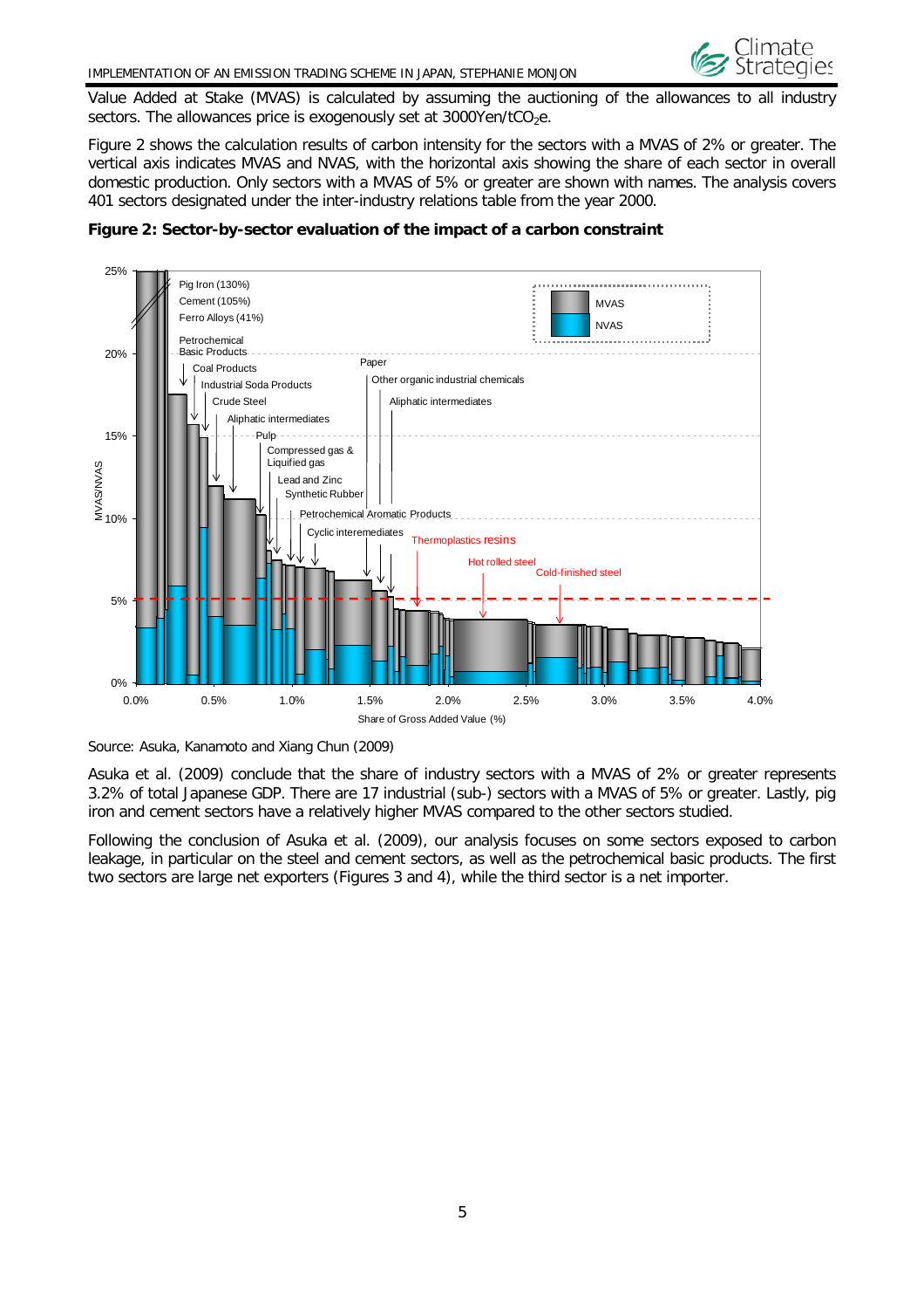Value Added at Stake (MVAS) is calculated by assuming the auctioning of the allowances to all industry sectors. The allowances price is exogenously set at 3000Yen/t$CO_2$e.

Figure 2 shows the calculation results of carbon intensity for the sectors with a MVAS of 2% or greater. The vertical axis indicates MVAS and NVAS, with the horizontal axis showing the share of each sector in overall domestic production. Only sectors with a MVAS of 5% or greater are shown with names. The analysis covers 401 sectors designated under the inter-industry relations table from the year 2000.

**Figure 2: Sector-by-sector evaluation of the impact of a carbon constraint**

Source: Asuka, Kanamoto and Xiang Chun (2009)

Asuka et al. (2009) conclude that the share of industry sectors with a MVAS of 2% or greater represents 3.2% of total Japanese GDP. There are 17 industrial (sub-) sectors with a MVAS of 5% or greater. Lastly, pig iron and cement sectors have a relatively higher MVAS compared to the other sectors studied.

Following the conclusion of Asuka et al. (2009), our analysis focuses on some sectors exposed to carbon leakage, in particular on the steel and cement sectors, as well as the petrochemical basic products. The first two sectors are large net exporters (Figures 3 and 4), while the third sector is a net importer.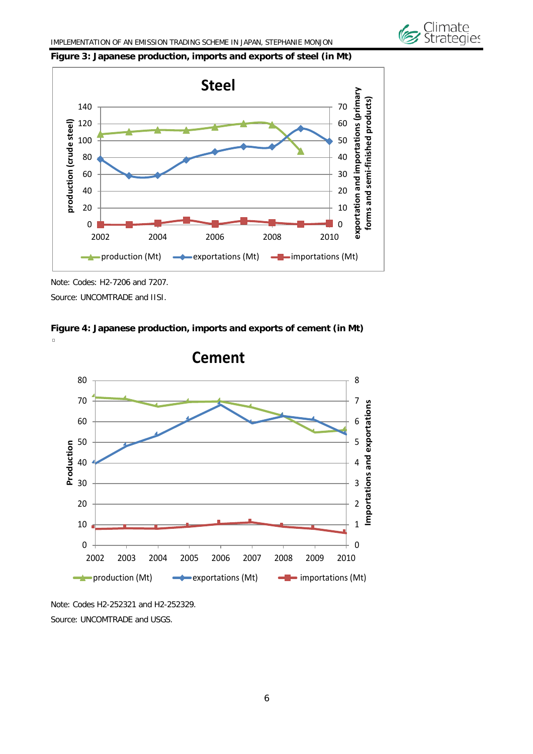**Figure 3: Japanese production, imports and exports of steel (in Mt)**

Note: Codes: H2-7206 and 7207.

Source: UNCOMTRADE and IISI.

**Figure 4: Japanese production, imports and exports of cement (in Mt)**

Note: Codes H2-252321 and H2-252329.

Source: UNCOMTRADE and USGS.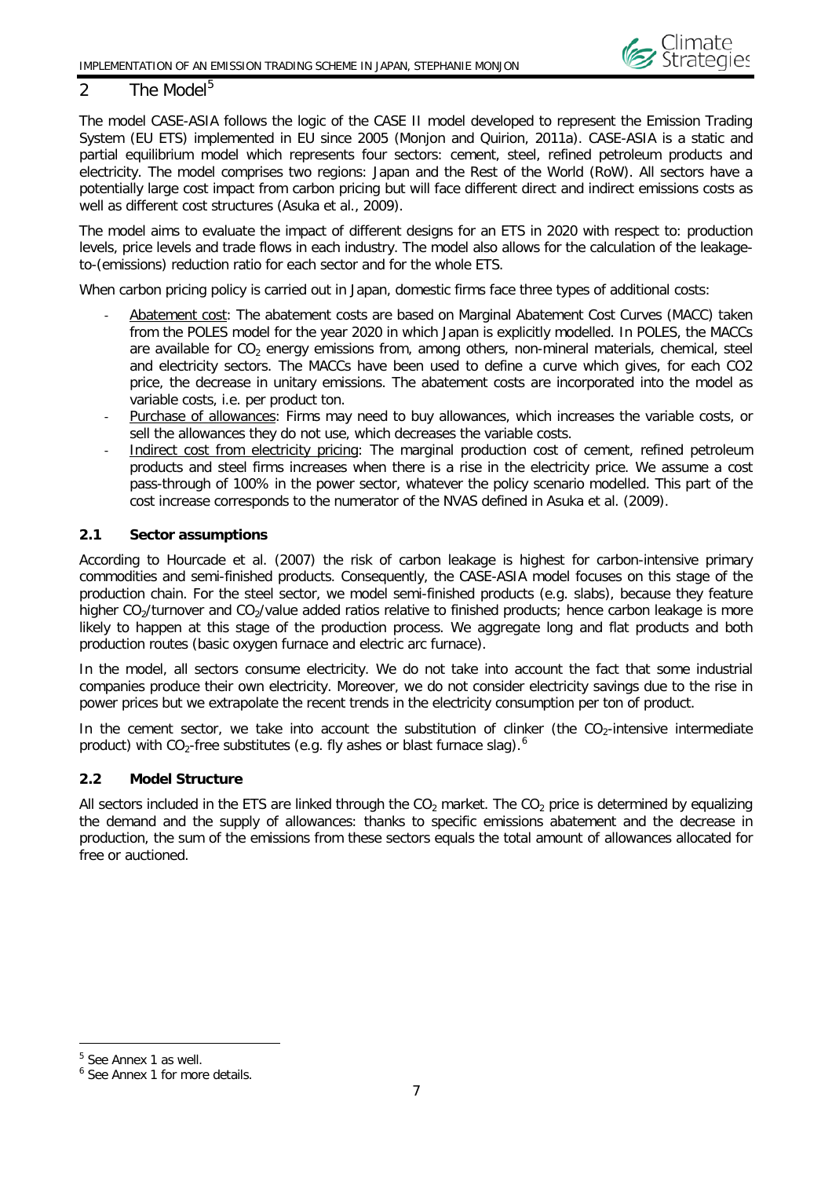# 2 The Model[5]

The model CASE-ASIA follows the logic of the CASE II model developed to represent the Emission Trading System (EU ETS) implemented in EU since 2005 (Monjon and Quirion, 2011a). CASE-ASIA is a static and partial equilibrium model which represents four sectors: cement, steel, refined petroleum products and electricity. The model comprises two regions: Japan and the Rest of the World (RoW). All sectors have a potentially large cost impact from carbon pricing but will face different direct and indirect emissions costs as well as different cost structures (Asuka et al., 2009).

The model aims to evaluate the impact of different designs for an ETS in 2020 with respect to: production levels, price levels and trade flows in each industry. The model also allows for the calculation of the leakage-to-(emissions) reduction ratio for each sector and for the whole ETS.

When carbon pricing policy is carried out in Japan, domestic firms face three types of additional costs:

- Abatement cost: The abatement costs are based on Marginal Abatement Cost Curves (MACC) taken from the POLES model for the year 2020 in which Japan is explicitly modelled. In POLES, the MACCs are available for $CO_2$ energy emissions from, among others, non-mineral materials, chemical, steel and electricity sectors. The MACCs have been used to define a curve which gives, for each CO2 price, the decrease in unitary emissions. The abatement costs are incorporated into the model as variable costs, i.e. per product ton.
- Purchase of allowances: Firms may need to buy allowances, which increases the variable costs, or sell the allowances they do not use, which decreases the variable costs.
- Indirect cost from electricity pricing: The marginal production cost of cement, refined petroleum products and steel firms increases when there is a rise in the electricity price. We assume a cost pass-through of 100% in the power sector, whatever the policy scenario modelled. This part of the cost increase corresponds to the numerator of the NVAS defined in Asuka et al. (2009).

## 2.1 Sector assumptions

According to Hourcade et al. (2007) the risk of carbon leakage is highest for carbon-intensive primary commodities and semi-finished products. Consequently, the CASE-ASIA model focuses on this stage of the production chain. For the steel sector, we model semi-finished products (e.g. slabs), because they feature higher $CO_2$/turnover and $CO_2$/value added ratios relative to finished products; hence carbon leakage is more likely to happen at this stage of the production process. We aggregate long and flat products and both production routes (basic oxygen furnace and electric arc furnace).

In the model, all sectors consume electricity. We do not take into account the fact that some industrial companies produce their own electricity. Moreover, we do not consider electricity savings due to the rise in power prices but we extrapolate the recent trends in the electricity consumption per ton of product.

In the cement sector, we take into account the substitution of clinker (the $CO_2$-intensive intermediate product) with $CO_2$-free substitutes (e.g. fly ashes or blast furnace slag).[6]

## 2.2 Model Structure

All sectors included in the ETS are linked through the $CO_2$ market. The $CO_2$ price is determined by equalizing the demand and the supply of allowances: thanks to specific emissions abatement and the decrease in production, the sum of the emissions from these sectors equals the total amount of allowances allocated for free or auctioned.

---

[5] See Annex 1 as well.

[6] See Annex 1 for more details.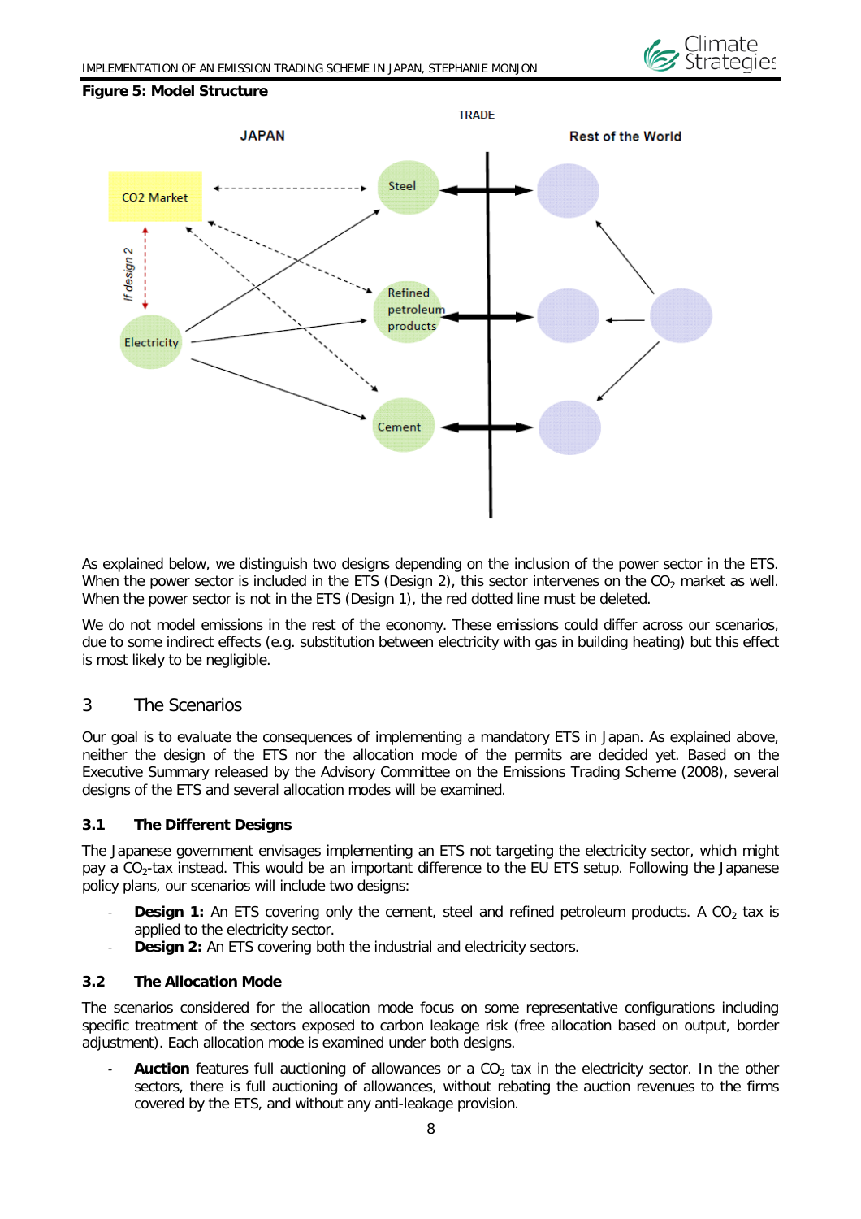**Figure 5: Model Structure**

As explained below, we distinguish two designs depending on the inclusion of the power sector in the ETS. When the power sector is included in the ETS (Design 2), this sector intervenes on the $CO_2$ market as well. When the power sector is not in the ETS (Design 1), the red dotted line must be deleted.

We do not model emissions in the rest of the economy. These emissions could differ across our scenarios, due to some indirect effects (e.g. substitution between electricity with gas in building heating) but this effect is most likely to be negligible.

## 3 The Scenarios

Our goal is to evaluate the consequences of implementing a mandatory ETS in Japan. As explained above, neither the design of the ETS nor the allocation mode of the permits are decided yet. Based on the Executive Summary released by the Advisory Committee on the Emissions Trading Scheme (2008), several designs of the ETS and several allocation modes will be examined.

### 3.1 The Different Designs

The Japanese government envisages implementing an ETS not targeting the electricity sector, which might pay a $CO_2$-tax instead. This would be an important difference to the EU ETS setup. Following the Japanese policy plans, our scenarios will include two designs:

- **Design 1:** An ETS covering only the cement, steel and refined petroleum products. A $CO_2$ tax is applied to the electricity sector.
- **Design 2:** An ETS covering both the industrial and electricity sectors.

### 3.2 The Allocation Mode

The scenarios considered for the allocation mode focus on some representative configurations including specific treatment of the sectors exposed to carbon leakage risk (free allocation based on output, border adjustment). Each allocation mode is examined under both designs.

- **Auction** features full auctioning of allowances or a $CO_2$ tax in the electricity sector. In the other sectors, there is full auctioning of allowances, without rebating the auction revenues to the firms covered by the ETS, and without any anti-leakage provision.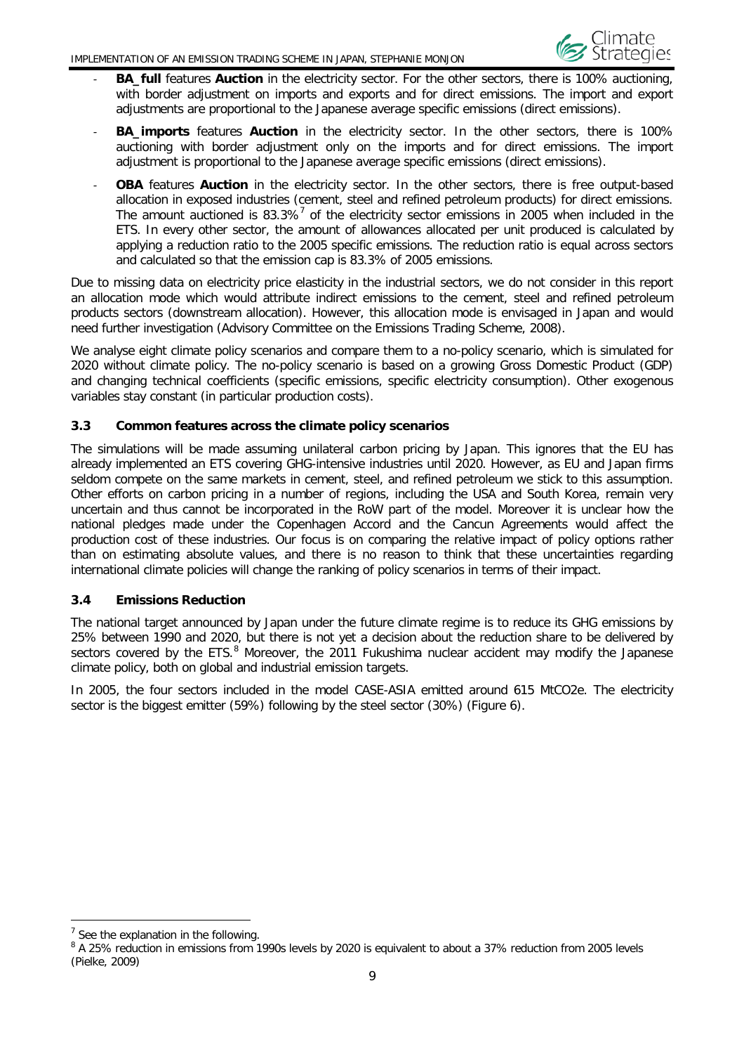- **BA_full** features **Auction** in the electricity sector. For the other sectors, there is 100% auctioning, with border adjustment on imports and exports and for direct emissions. The import and export adjustments are proportional to the Japanese average specific emissions (direct emissions).
- **BA_imports** features **Auction** in the electricity sector. In the other sectors, there is 100% auctioning with border adjustment only on the imports and for direct emissions. The import adjustment is proportional to the Japanese average specific emissions (direct emissions).
- **OBA** features **Auction** in the electricity sector. In the other sectors, there is free output-based allocation in exposed industries (cement, steel and refined petroleum products) for direct emissions. The amount auctioned is 83.3%[7] of the electricity sector emissions in 2005 when included in the ETS. In every other sector, the amount of allowances allocated per unit produced is calculated by applying a reduction ratio to the 2005 specific emissions. The reduction ratio is equal across sectors and calculated so that the emission cap is 83.3% of 2005 emissions.

Due to missing data on electricity price elasticity in the industrial sectors, we do not consider in this report an allocation mode which would attribute indirect emissions to the cement, steel and refined petroleum products sectors (downstream allocation). However, this allocation mode is envisaged in Japan and would need further investigation (Advisory Committee on the Emissions Trading Scheme, 2008).

We analyse eight climate policy scenarios and compare them to a no-policy scenario, which is simulated for 2020 without climate policy. The no-policy scenario is based on a growing Gross Domestic Product (GDP) and changing technical coefficients (specific emissions, specific electricity consumption). Other exogenous variables stay constant (in particular production costs).

### 3.3 Common features across the climate policy scenarios

The simulations will be made assuming unilateral carbon pricing by Japan. This ignores that the EU has already implemented an ETS covering GHG-intensive industries until 2020. However, as EU and Japan firms seldom compete on the same markets in cement, steel, and refined petroleum we stick to this assumption. Other efforts on carbon pricing in a number of regions, including the USA and South Korea, remain very uncertain and thus cannot be incorporated in the RoW part of the model. Moreover it is unclear how the national pledges made under the Copenhagen Accord and the Cancun Agreements would affect the production cost of these industries. Our focus is on comparing the relative impact of policy options rather than on estimating absolute values, and there is no reason to think that these uncertainties regarding international climate policies will change the ranking of policy scenarios in terms of their impact.

### 3.4 Emissions Reduction

The national target announced by Japan under the future climate regime is to reduce its GHG emissions by 25% between 1990 and 2020, but there is not yet a decision about the reduction share to be delivered by sectors covered by the ETS.[8] Moreover, the 2011 Fukushima nuclear accident may modify the Japanese climate policy, both on global and industrial emission targets.

In 2005, the four sectors included in the model CASE-ASIA emitted around 615 MtCO2e. The electricity sector is the biggest emitter (59%) following by the steel sector (30%) (Figure 6).

---

[7] See the explanation in the following.

[8] A 25% reduction in emissions from 1990s levels by 2020 is equivalent to about a 37% reduction from 2005 levels (Pielke, 2009)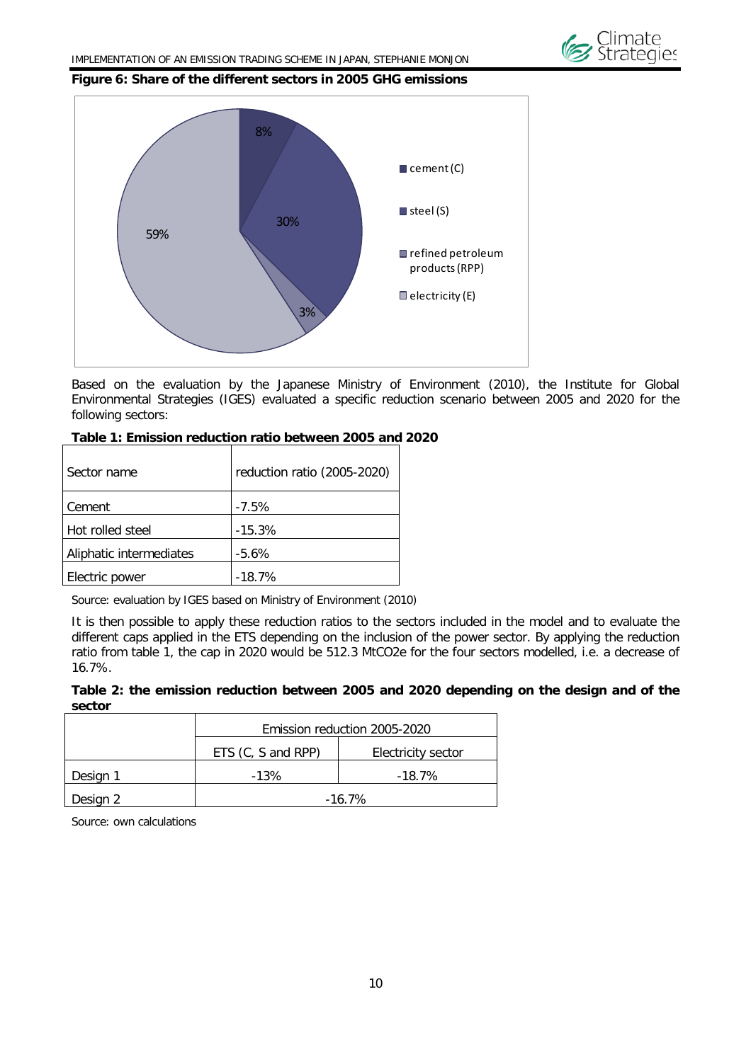**Figure 6: Share of the different sectors in 2005 GHG emissions**

Based on the evaluation by the Japanese Ministry of Environment (2010), the Institute for Global Environmental Strategies (IGES) evaluated a specific reduction scenario between 2005 and 2020 for the following sectors:

**Table 1: Emission reduction ratio between 2005 and 2020**

| Sector name | reduction ratio (2005-2020) |
|---|---|
| Cement | -7.5% |
| Hot rolled steel | -15.3% |
| Aliphatic intermediates | -5.6% |
| Electric power | -18.7% |

Source: evaluation by IGES based on Ministry of Environment (2010)

It is then possible to apply these reduction ratios to the sectors included in the model and to evaluate the different caps applied in the ETS depending on the inclusion of the power sector. By applying the reduction ratio from table 1, the cap in 2020 would be 512.3 MtCO2e for the four sectors modelled, i.e. a decrease of 16.7%.

**Table 2: the emission reduction between 2005 and 2020 depending on the design and of the sector**

| | Emission reduction 2005-2020 | |
|---|---|---|
| | ETS (C, S and RPP) | Electricity sector |
| Design 1 | -13% | -18.7% |
| Design 2 | -16.7% | |

Source: own calculations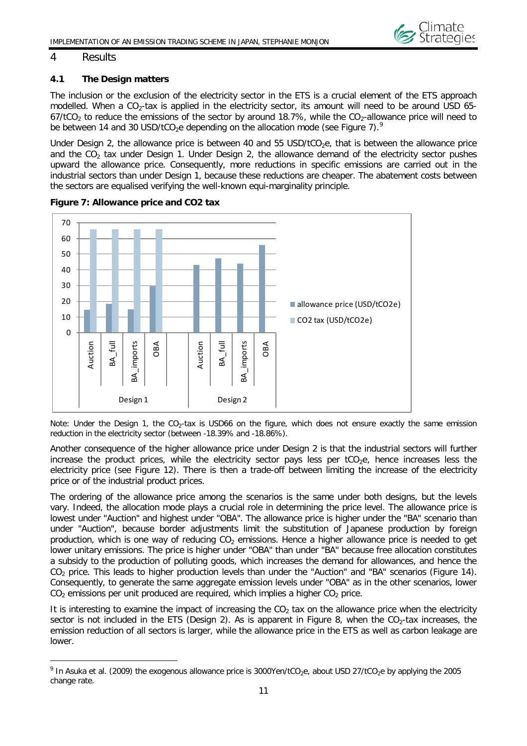# 4 Results

## 4.1 The Design matters

The inclusion or the exclusion of the electricity sector in the ETS is a crucial element of the ETS approach modelled. When a $CO_2$-tax is applied in the electricity sector, its amount will need to be around USD 65-67/t$CO_2$ to reduce the emissions of the sector by around 18.7%, while the $CO_2$-allowance price will need to be between 14 and 30 USD/t$CO_2$e depending on the allocation mode (see Figure 7).[9]

Under Design 2, the allowance price is between 40 and 55 USD/t$CO_2$e, that is between the allowance price and the $CO_2$ tax under Design 1. Under Design 2, the allowance demand of the electricity sector pushes upward the allowance price. Consequently, more reductions in specific emissions are carried out in the industrial sectors than under Design 1, because these reductions are cheaper. The abatement costs between the sectors are equalised verifying the well-known equi-marginality principle.

**Figure 7: Allowance price and CO2 tax**

Note: Under the Design 1, the $CO_2$-tax is USD66 on the figure, which does not ensure exactly the same emission reduction in the electricity sector (between -18.39% and -18.86%).

Another consequence of the higher allowance price under Design 2 is that the industrial sectors will further increase the product prices, while the electricity sector pays less per t$CO_2$e, hence increases less the electricity price (see Figure 12). There is then a trade-off between limiting the increase of the electricity price or of the industrial product prices.

The ordering of the allowance price among the scenarios is the same under both designs, but the levels vary. Indeed, the allocation mode plays a crucial role in determining the price level. The allowance price is lowest under "Auction" and highest under "OBA". The allowance price is higher under the "BA" scenario than under "Auction", because border adjustments limit the substitution of Japanese production by foreign production, which is one way of reducing $CO_2$ emissions. Hence a higher allowance price is needed to get lower unitary emissions. The price is higher under "OBA" than under "BA" because free allocation constitutes a subsidy to the production of polluting goods, which increases the demand for allowances, and hence the $CO_2$ price. This leads to higher production levels than under the "Auction" and "BA" scenarios (Figure 14). Consequently, to generate the same aggregate emission levels under "OBA" as in the other scenarios, lower $CO_2$ emissions per unit produced are required, which implies a higher $CO_2$ price.

It is interesting to examine the impact of increasing the $CO_2$ tax on the allowance price when the electricity sector is not included in the ETS (Design 2). As is apparent in Figure 8, when the $CO_2$-tax increases, the emission reduction of all sectors is larger, while the allowance price in the ETS as well as carbon leakage are lower.

[9] In Asuka et al. (2009) the exogenous allowance price is 3000Yen/t$CO_2$e, about USD 27/t$CO_2$e by applying the 2005 change rate.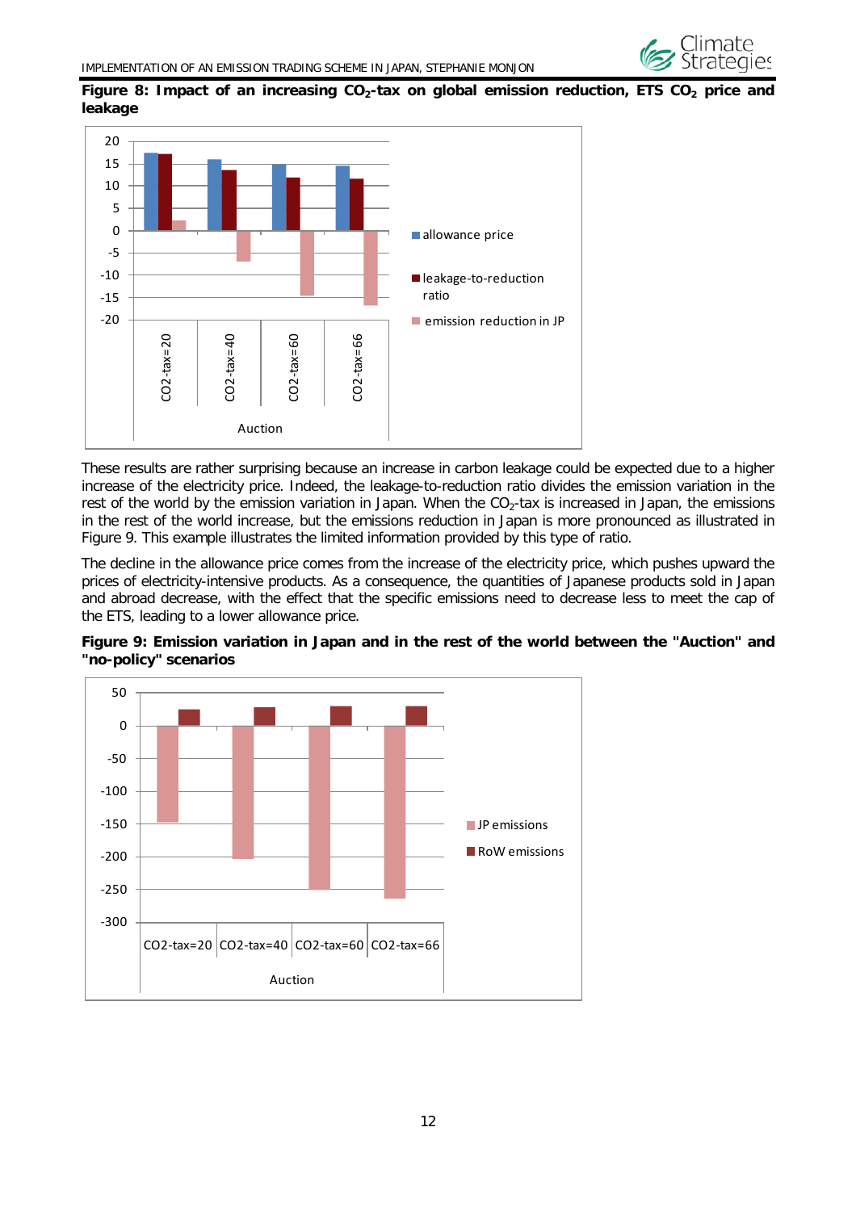**Figure 8: Impact of an increasing $CO_2$-tax on global emission reduction, ETS $CO_2$ price and leakage**

These results are rather surprising because an increase in carbon leakage could be expected due to a higher increase of the electricity price. Indeed, the leakage-to-reduction ratio divides the emission variation in the rest of the world by the emission variation in Japan. When the $CO_2$-tax is increased in Japan, the emissions in the rest of the world increase, but the emissions reduction in Japan is more pronounced as illustrated in Figure 9. This example illustrates the limited information provided by this type of ratio.

The decline in the allowance price comes from the increase of the electricity price, which pushes upward the prices of electricity-intensive products. As a consequence, the quantities of Japanese products sold in Japan and abroad decrease, with the effect that the specific emissions need to decrease less to meet the cap of the ETS, leading to a lower allowance price.

**Figure 9: Emission variation in Japan and in the rest of the world between the "Auction" and "no-policy" scenarios**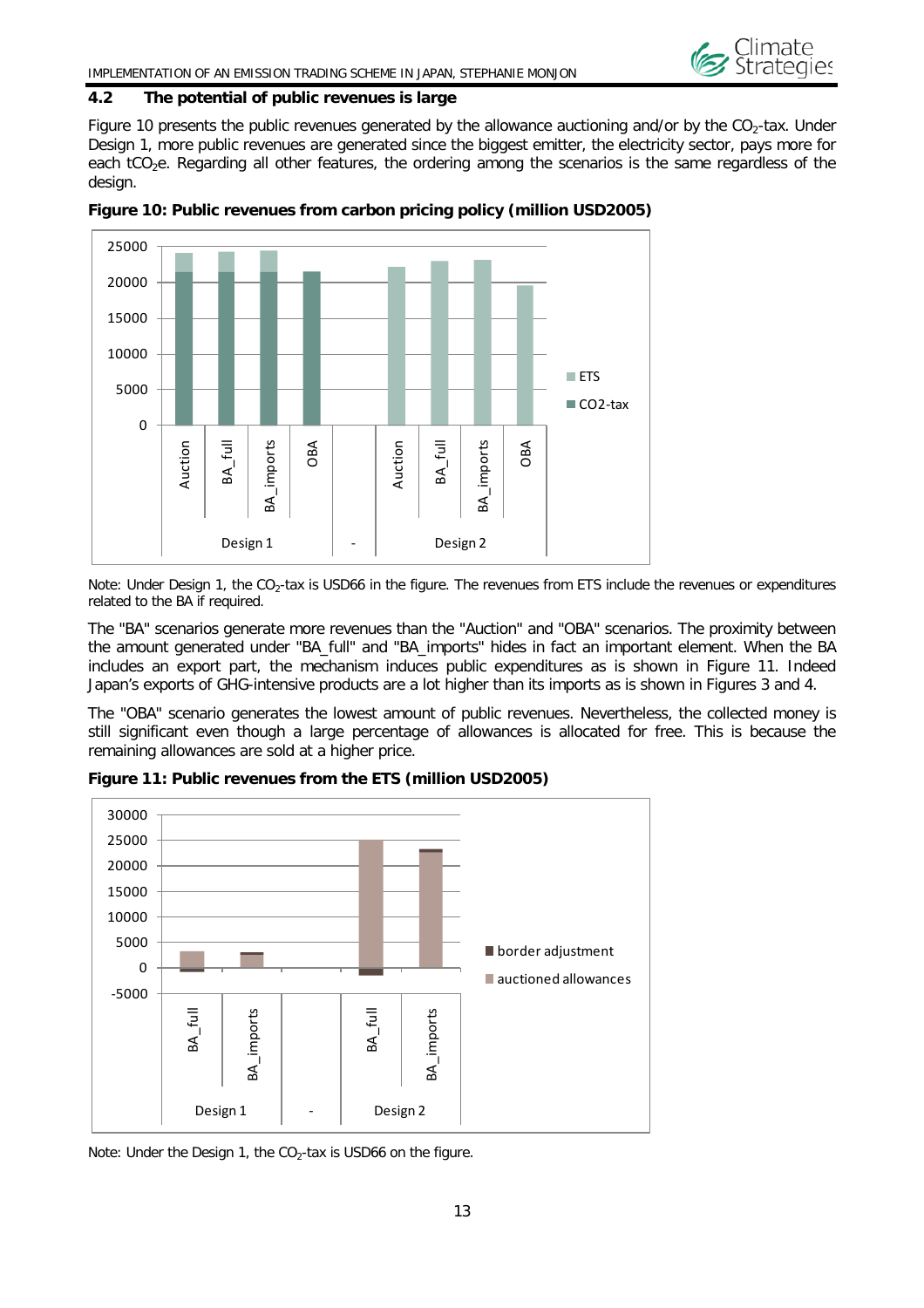## 4.2 The potential of public revenues is large

Figure 10 presents the public revenues generated by the allowance auctioning and/or by the $CO_2$-tax. Under Design 1, more public revenues are generated since the biggest emitter, the electricity sector, pays more for each $tCO_2e$. Regarding all other features, the ordering among the scenarios is the same regardless of the design.

**Figure 10: Public revenues from carbon pricing policy (million USD2005)**

Note: Under Design 1, the $CO_2$-tax is USD66 in the figure. The revenues from ETS include the revenues or expenditures related to the BA if required.

The "BA" scenarios generate more revenues than the "Auction" and "OBA" scenarios. The proximity between the amount generated under "BA_full" and "BA_imports" hides in fact an important element. When the BA includes an export part, the mechanism induces public expenditures as is shown in Figure 11. Indeed Japan's exports of GHG-intensive products are a lot higher than its imports as is shown in Figures 3 and 4.

The "OBA" scenario generates the lowest amount of public revenues. Nevertheless, the collected money is still significant even though a large percentage of allowances is allocated for free. This is because the remaining allowances are sold at a higher price.

**Figure 11: Public revenues from the ETS (million USD2005)**

Note: Under the Design 1, the $CO_2$-tax is USD66 on the figure.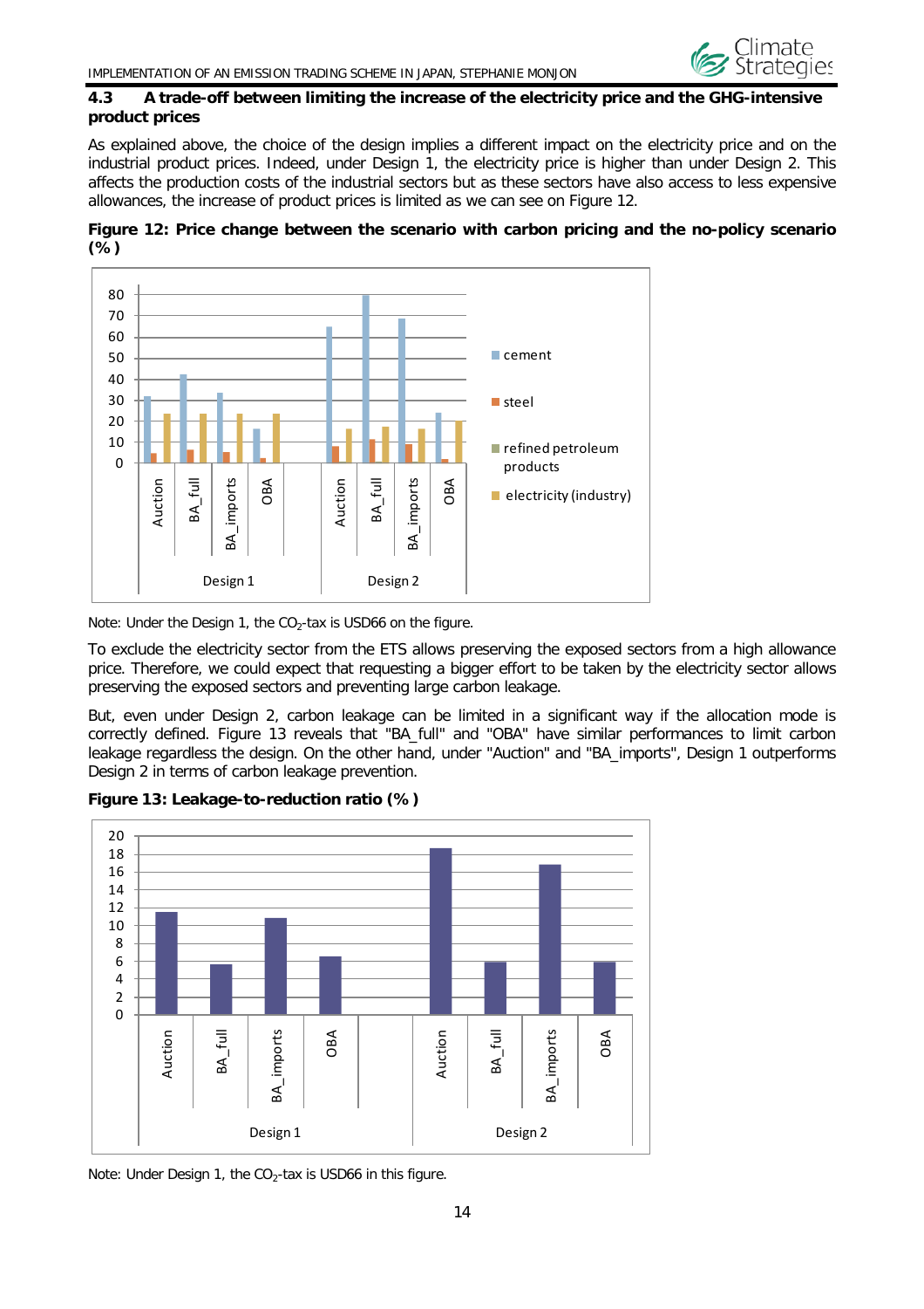### 4.3 A trade-off between limiting the increase of the electricity price and the GHG-intensive product prices

As explained above, the choice of the design implies a different impact on the electricity price and on the industrial product prices. Indeed, under Design 1, the electricity price is higher than under Design 2. This affects the production costs of the industrial sectors but as these sectors have also access to less expensive allowances, the increase of product prices is limited as we can see on Figure 12.

**Figure 12: Price change between the scenario with carbon pricing and the no-policy scenario (%)**

Note: Under the Design 1, the $CO_2$-tax is USD66 on the figure.

To exclude the electricity sector from the ETS allows preserving the exposed sectors from a high allowance price. Therefore, we could expect that requesting a bigger effort to be taken by the electricity sector allows preserving the exposed sectors and preventing large carbon leakage.

But, even under Design 2, carbon leakage can be limited in a significant way if the allocation mode is correctly defined. Figure 13 reveals that "BA_full" and "OBA" have similar performances to limit carbon leakage regardless the design. On the other hand, under "Auction" and "BA_imports", Design 1 outperforms Design 2 in terms of carbon leakage prevention.

**Figure 13: Leakage-to-reduction ratio (%)**

Note: Under Design 1, the $CO_2$-tax is USD66 in this figure.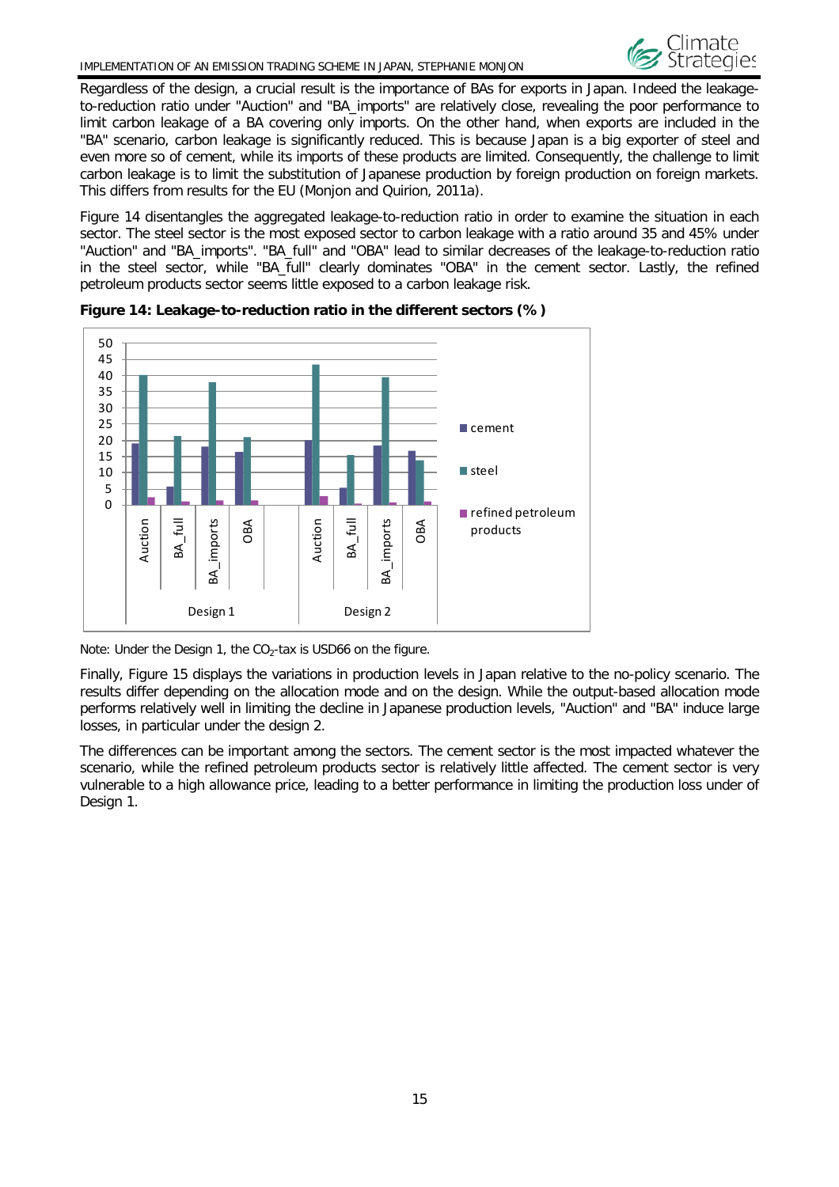Regardless of the design, a crucial result is the importance of BAs for exports in Japan. Indeed the leakage-to-reduction ratio under "Auction" and "BA_imports" are relatively close, revealing the poor performance to limit carbon leakage of a BA covering only imports. On the other hand, when exports are included in the "BA" scenario, carbon leakage is significantly reduced. This is because Japan is a big exporter of steel and even more so of cement, while its imports of these products are limited. Consequently, the challenge to limit carbon leakage is to limit the substitution of Japanese production by foreign production on foreign markets. This differs from results for the EU (Monjon and Quirion, 2011a).

Figure 14 disentangles the aggregated leakage-to-reduction ratio in order to examine the situation in each sector. The steel sector is the most exposed sector to carbon leakage with a ratio around 35 and 45% under "Auction" and "BA_imports". "BA_full" and "OBA" lead to similar decreases of the leakage-to-reduction ratio in the steel sector, while "BA_full" clearly dominates "OBA" in the cement sector. Lastly, the refined petroleum products sector seems little exposed to a carbon leakage risk.

**Figure 14: Leakage-to-reduction ratio in the different sectors (%)**

Note: Under the Design 1, the $CO_2$-tax is USD66 on the figure.

Finally, Figure 15 displays the variations in production levels in Japan relative to the no-policy scenario. The results differ depending on the allocation mode and on the design. While the output-based allocation mode performs relatively well in limiting the decline in Japanese production levels, "Auction" and "BA" induce large losses, in particular under the design 2.

The differences can be important among the sectors. The cement sector is the most impacted whatever the scenario, while the refined petroleum products sector is relatively little affected. The cement sector is very vulnerable to a high allowance price, leading to a better performance in limiting the production loss under of Design 1.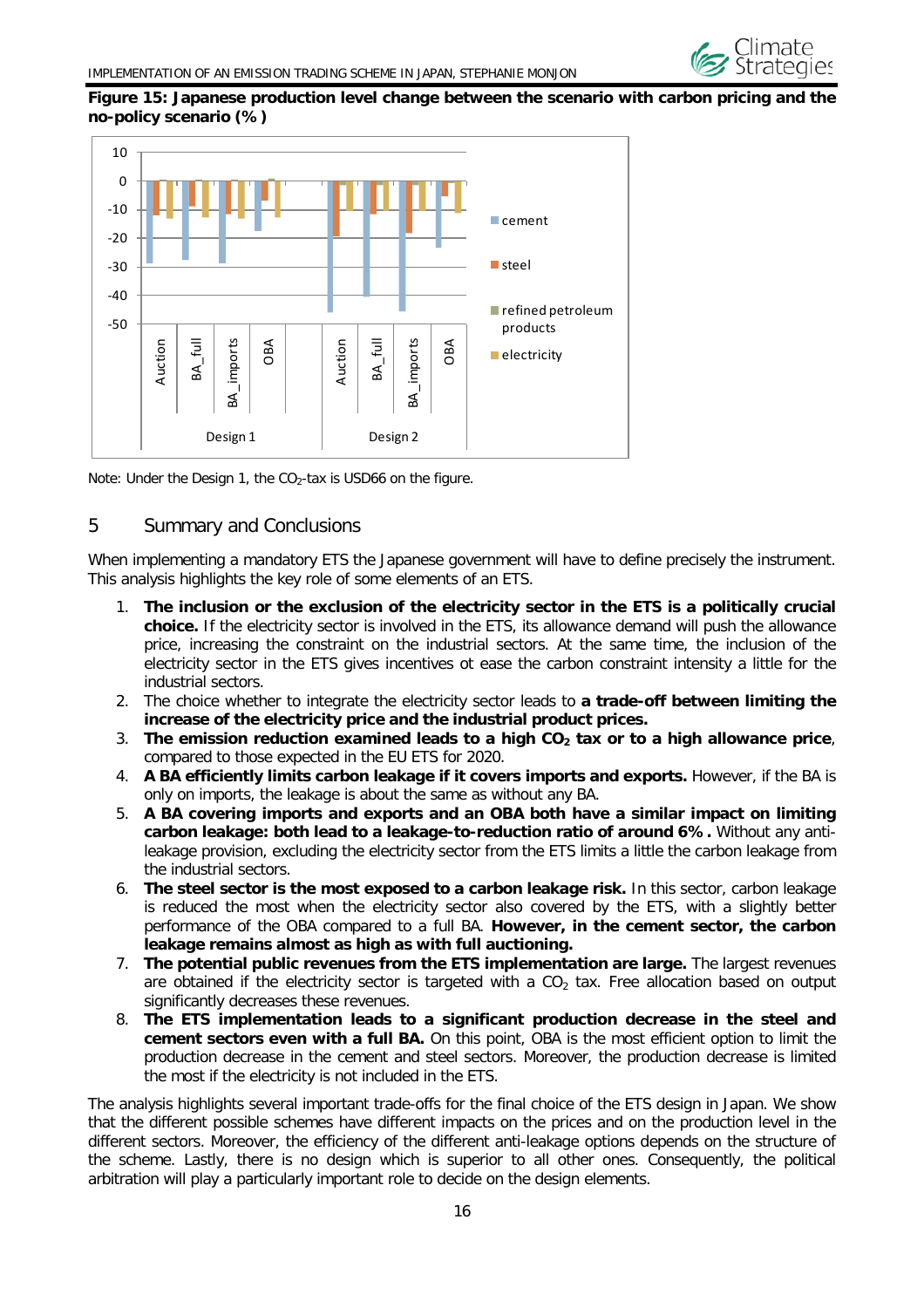**Figure 15: Japanese production level change between the scenario with carbon pricing and the no-policy scenario (%)**

Note: Under the Design 1, the $CO_2$-tax is USD66 on the figure.

## 5 Summary and Conclusions

When implementing a mandatory ETS the Japanese government will have to define precisely the instrument. This analysis highlights the key role of some elements of an ETS.

1. **The inclusion or the exclusion of the electricity sector in the ETS is a politically crucial choice.** If the electricity sector is involved in the ETS, its allowance demand will push the allowance price, increasing the constraint on the industrial sectors. At the same time, the inclusion of the electricity sector in the ETS gives incentives ot ease the carbon constraint intensity a little for the industrial sectors.
2. The choice whether to integrate the electricity sector leads to **a trade-off between limiting the increase of the electricity price and the industrial product prices.**
3. **The emission reduction examined leads to a high $CO_2$ tax or to a high allowance price**, compared to those expected in the EU ETS for 2020.
4. **A BA efficiently limits carbon leakage if it covers imports and exports.** However, if the BA is only on imports, the leakage is about the same as without any BA.
5. **A BA covering imports and exports and an OBA both have a similar impact on limiting carbon leakage: both lead to a leakage-to-reduction ratio of around 6%.** Without any anti-leakage provision, excluding the electricity sector from the ETS limits a little the carbon leakage from the industrial sectors.
6. **The steel sector is the most exposed to a carbon leakage risk.** In this sector, carbon leakage is reduced the most when the electricity sector also covered by the ETS, with a slightly better performance of the OBA compared to a full BA. **However, in the cement sector, the carbon leakage remains almost as high as with full auctioning.**
7. **The potential public revenues from the ETS implementation are large.** The largest revenues are obtained if the electricity sector is targeted with a $CO_2$ tax. Free allocation based on output significantly decreases these revenues.
8. **The ETS implementation leads to a significant production decrease in the steel and cement sectors even with a full BA.** On this point, OBA is the most efficient option to limit the production decrease in the cement and steel sectors. Moreover, the production decrease is limited the most if the electricity is not included in the ETS.

The analysis highlights several important trade-offs for the final choice of the ETS design in Japan. We show that the different possible schemes have different impacts on the prices and on the production level in the different sectors. Moreover, the efficiency of the different anti-leakage options depends on the structure of the scheme. Lastly, there is no design which is superior to all other ones. Consequently, the political arbitration will play a particularly important role to decide on the design elements.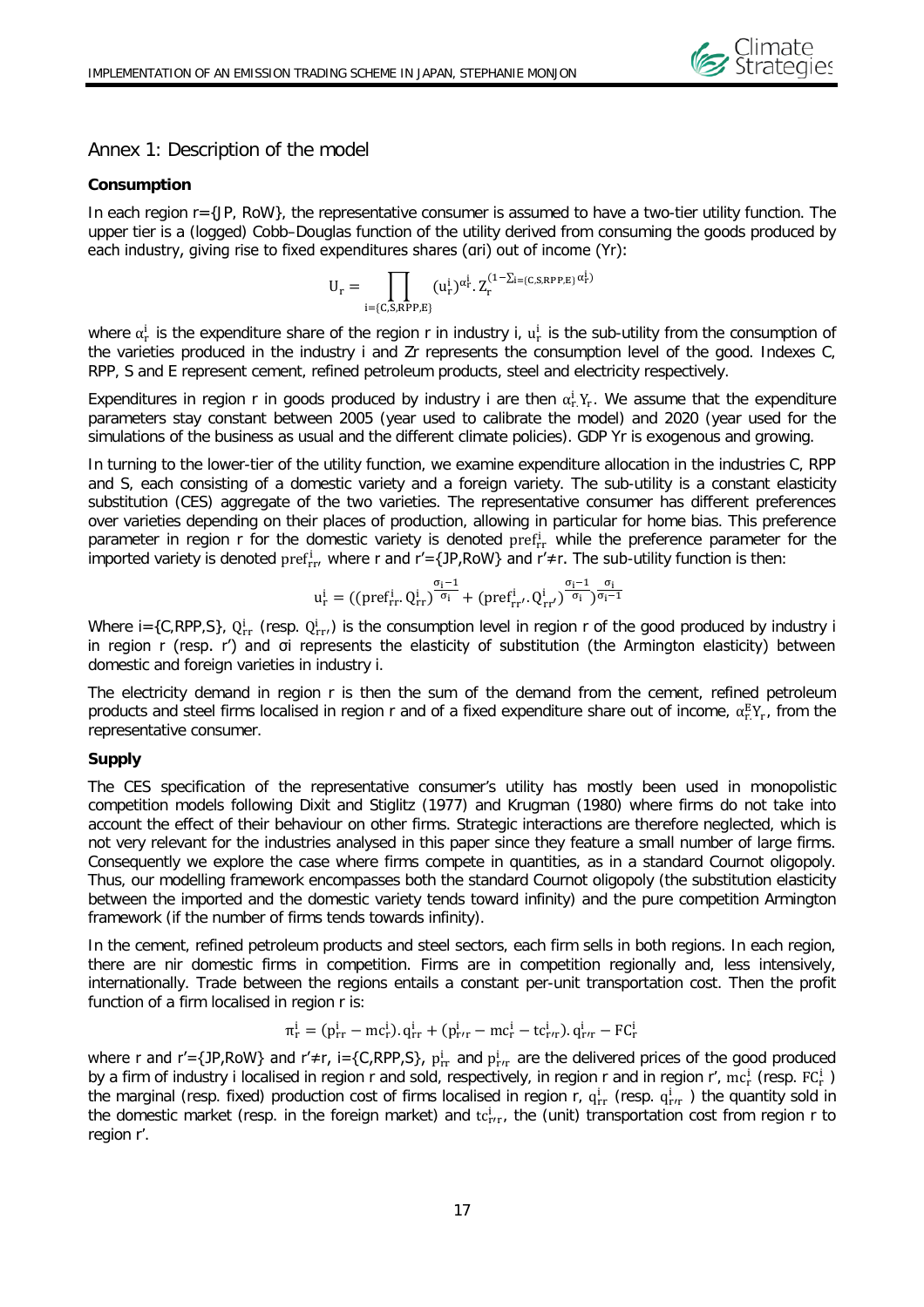## Annex 1: Description of the model

**Consumption**

In each region r={JP, RoW}, the representative consumer is assumed to have a two-tier utility function. The upper tier is a (logged) Cobb–Douglas function of the utility derived from consuming the goods produced by each industry, giving rise to fixed expenditures shares (αri) out of income (Yr):

$$U_r = \prod_{i=\{C,S,RPP,E\}} (u_r^i)^{\alpha_r^i} . Z_r^{(1-\sum_{i=\{C,S,RPP,E\}} \alpha_r^i)}$$

where $\alpha_r^i$ is the expenditure share of the region r in industry i, $u_r^i$ is the sub-utility from the consumption of the varieties produced in the industry i and Zr represents the consumption level of the good. Indexes C, RPP, S and E represent cement, refined petroleum products, steel and electricity respectively.

Expenditures in region r in goods produced by industry i are then $\alpha_r^i Y_r$. We assume that the expenditure parameters stay constant between 2005 (year used to calibrate the model) and 2020 (year used for the simulations of the business as usual and the different climate policies). GDP Yr is exogenous and growing.

In turning to the lower-tier of the utility function, we examine expenditure allocation in the industries C, RPP and S, each consisting of a domestic variety and a foreign variety. The sub-utility is a constant elasticity substitution (CES) aggregate of the two varieties. The representative consumer has different preferences over varieties depending on their places of production, allowing in particular for home bias. This preference parameter in region r for the domestic variety is denoted $\text{pref}_{rr}^i$ while the preference parameter for the imported variety is denoted $\text{pref}_{rr'}^i$ where r and r'={JP,RoW} and r'≠r. The sub-utility function is then:

$$u_r^i = ((\text{pref}_{rr}^i . Q_{rr}^i)^{\frac{\sigma_i - 1}{\sigma_i}} + (\text{pref}_{rr'}^i . Q_{rr'}^i)^{\frac{\sigma_i - 1}{\sigma_i}})^{\frac{\sigma_i}{\sigma_i - 1}}$$

Where i={C,RPP,S}, $Q_{rr}^i$ (resp. $Q_{rr'}^i$) is the consumption level in region r of the good produced by industry i in region r (resp. r') and σi represents the elasticity of substitution (the Armington elasticity) between domestic and foreign varieties in industry i.

The electricity demand in region r is then the sum of the demand from the cement, refined petroleum products and steel firms localised in region r and of a fixed expenditure share out of income, $\alpha_r^E Y_r$, from the representative consumer.

**Supply**

The CES specification of the representative consumer's utility has mostly been used in monopolistic competition models following Dixit and Stiglitz (1977) and Krugman (1980) where firms do not take into account the effect of their behaviour on other firms. Strategic interactions are therefore neglected, which is not very relevant for the industries analysed in this paper since they feature a small number of large firms. Consequently we explore the case where firms compete in quantities, as in a standard Cournot oligopoly. Thus, our modelling framework encompasses both the standard Cournot oligopoly (the substitution elasticity between the imported and the domestic variety tends toward infinity) and the pure competition Armington framework (if the number of firms tends towards infinity).

In the cement, refined petroleum products and steel sectors, each firm sells in both regions. In each region, there are nir domestic firms in competition. Firms are in competition regionally and, less intensively, internationally. Trade between the regions entails a constant per-unit transportation cost. Then the profit function of a firm localised in region r is:

$$\pi_r^i = (p_{rr}^i - mc_r^i).q_{rr}^i + (p_{r'r}^i - mc_r^i - tc_{r'r}^i).q_{r'r}^i - FC_r^i$$

where r and r'={JP,RoW} and r'≠r, i={C,RPP,S}, $p_{rr}^i$ and $p_{r'r}^i$ are the delivered prices of the good produced by a firm of industry i localised in region r and sold, respectively, in region r and in region r', $mc_r^i$ (resp. $FC_r^i$ ) the marginal (resp. fixed) production cost of firms localised in region r, $q_{rr}^i$ (resp. $q_{r'r}^i$ ) the quantity sold in the domestic market (resp. in the foreign market) and $tc_{r'r}^i$, the (unit) transportation cost from region r to region r'.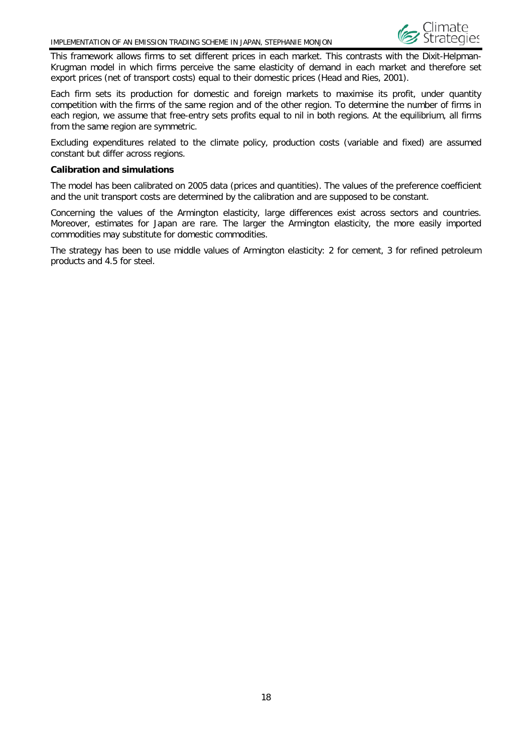This framework allows firms to set different prices in each market. This contrasts with the Dixit-Helpman-Krugman model in which firms perceive the same elasticity of demand in each market and therefore set export prices (net of transport costs) equal to their domestic prices (Head and Ries, 2001).

Each firm sets its production for domestic and foreign markets to maximise its profit, under quantity competition with the firms of the same region and of the other region. To determine the number of firms in each region, we assume that free-entry sets profits equal to nil in both regions. At the equilibrium, all firms from the same region are symmetric.

Excluding expenditures related to the climate policy, production costs (variable and fixed) are assumed constant but differ across regions.

**Calibration and simulations**

The model has been calibrated on 2005 data (prices and quantities). The values of the preference coefficient and the unit transport costs are determined by the calibration and are supposed to be constant.

Concerning the values of the Armington elasticity, large differences exist across sectors and countries. Moreover, estimates for Japan are rare. The larger the Armington elasticity, the more easily imported commodities may substitute for domestic commodities.

The strategy has been to use middle values of Armington elasticity: 2 for cement, 3 for refined petroleum products and 4.5 for steel.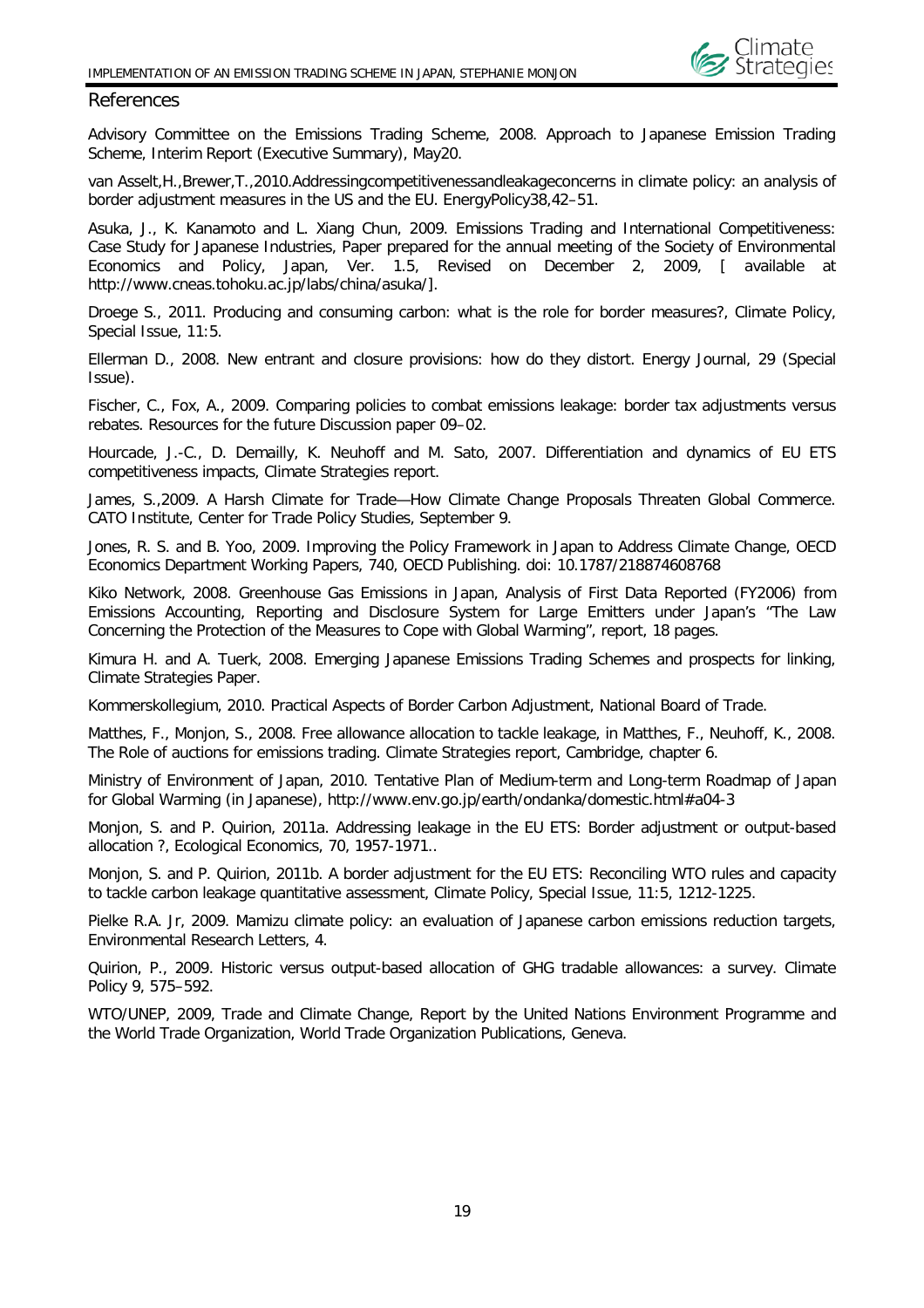## References

Advisory Committee on the Emissions Trading Scheme, 2008. Approach to Japanese Emission Trading Scheme, Interim Report (Executive Summary), May20.

van Asselt,H.,Brewer,T.,2010.Addressingcompetitivenessandleakageconcerns in climate policy: an analysis of border adjustment measures in the US and the EU. EnergyPolicy38,42–51.

Asuka, J., K. Kanamoto and L. Xiang Chun, 2009. Emissions Trading and International Competitiveness: Case Study for Japanese Industries, Paper prepared for the annual meeting of the Society of Environmental Economics and Policy, Japan, Ver. 1.5, Revised on December 2, 2009, [ available at http://www.cneas.tohoku.ac.jp/labs/china/asuka/].

Droege S., 2011. Producing and consuming carbon: what is the role for border measures?, Climate Policy, Special Issue, 11:5.

Ellerman D., 2008. New entrant and closure provisions: how do they distort. Energy Journal, 29 (Special Issue).

Fischer, C., Fox, A., 2009. Comparing policies to combat emissions leakage: border tax adjustments versus rebates. Resources for the future Discussion paper 09–02.

Hourcade, J.-C., D. Demailly, K. Neuhoff and M. Sato, 2007. Differentiation and dynamics of EU ETS competitiveness impacts, Climate Strategies report.

James, S.,2009. A Harsh Climate for Trade—How Climate Change Proposals Threaten Global Commerce. CATO Institute, Center for Trade Policy Studies, September 9.

Jones, R. S. and B. Yoo, 2009. Improving the Policy Framework in Japan to Address Climate Change, OECD Economics Department Working Papers, 740, OECD Publishing. doi: 10.1787/218874608768

Kiko Network, 2008. Greenhouse Gas Emissions in Japan, Analysis of First Data Reported (FY2006) from Emissions Accounting, Reporting and Disclosure System for Large Emitters under Japan's "The Law Concerning the Protection of the Measures to Cope with Global Warming", report, 18 pages.

Kimura H. and A. Tuerk, 2008. Emerging Japanese Emissions Trading Schemes and prospects for linking, Climate Strategies Paper.

Kommerskollegium, 2010. Practical Aspects of Border Carbon Adjustment, National Board of Trade.

Matthes, F., Monjon, S., 2008. Free allowance allocation to tackle leakage, in Matthes, F., Neuhoff, K., 2008. The Role of auctions for emissions trading. Climate Strategies report, Cambridge, chapter 6.

Ministry of Environment of Japan, 2010. Tentative Plan of Medium-term and Long-term Roadmap of Japan for Global Warming (in Japanese), http://www.env.go.jp/earth/ondanka/domestic.html#a04-3

Monjon, S. and P. Quirion, 2011a. Addressing leakage in the EU ETS: Border adjustment or output-based allocation ?, Ecological Economics, 70, 1957-1971..

Monjon, S. and P. Quirion, 2011b. A border adjustment for the EU ETS: Reconciling WTO rules and capacity to tackle carbon leakage quantitative assessment, Climate Policy, Special Issue, 11:5, 1212-1225.

Pielke R.A. Jr, 2009. Mamizu climate policy: an evaluation of Japanese carbon emissions reduction targets, Environmental Research Letters, 4.

Quirion, P., 2009. Historic versus output-based allocation of GHG tradable allowances: a survey. Climate Policy 9, 575–592.

WTO/UNEP, 2009, Trade and Climate Change, Report by the United Nations Environment Programme and the World Trade Organization, World Trade Organization Publications, Geneva.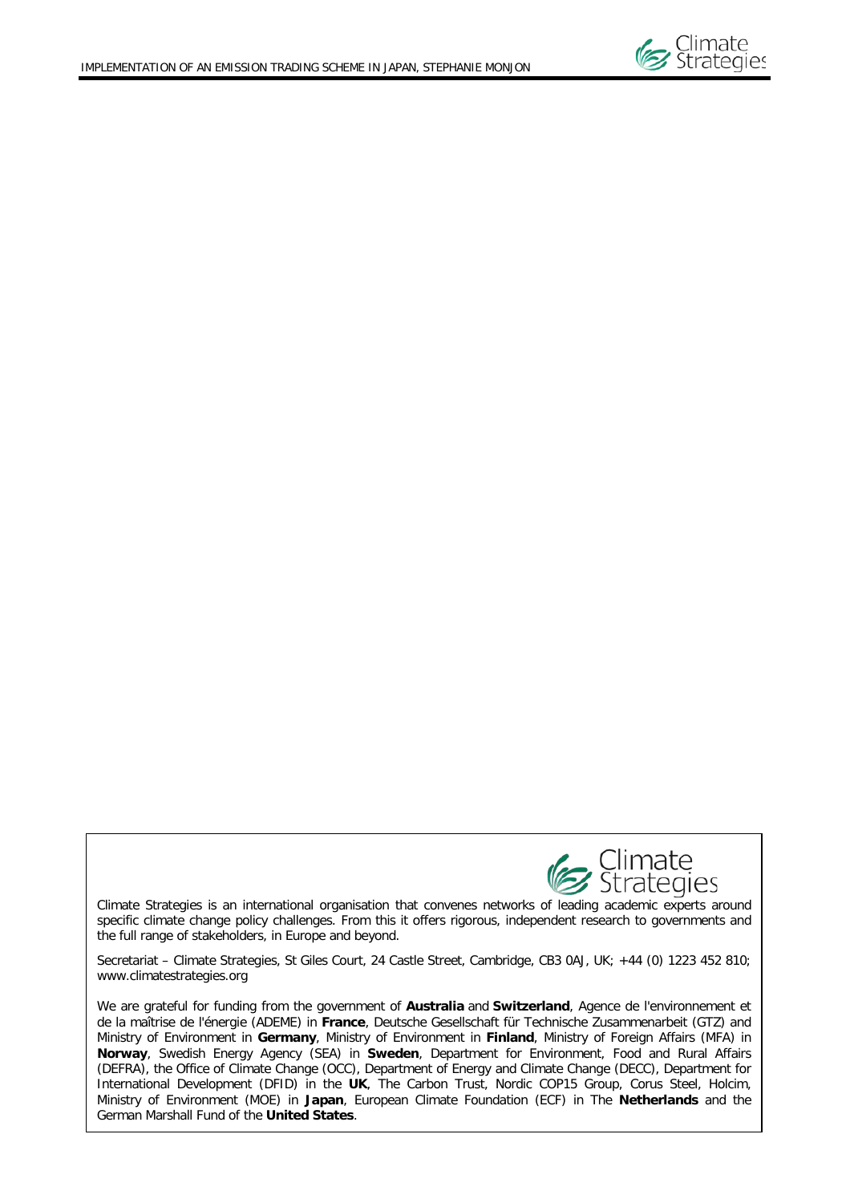Climate Strategies is an international organisation that convenes networks of leading academic experts around specific climate change policy challenges. From this it offers rigorous, independent research to governments and the full range of stakeholders, in Europe and beyond.

Secretariat – Climate Strategies, St Giles Court, 24 Castle Street, Cambridge, CB3 0AJ, UK; +44 (0) 1223 452 810; www.climatestrategies.org

We are grateful for funding from the government of **Australia** and **Switzerland**, Agence de l'environnement et de la maîtrise de l'énergie (ADEME) in **France**, Deutsche Gesellschaft für Technische Zusammenarbeit (GTZ) and Ministry of Environment in **Germany**, Ministry of Environment in **Finland**, Ministry of Foreign Affairs (MFA) in **Norway**, Swedish Energy Agency (SEA) in **Sweden**, Department for Environment, Food and Rural Affairs (DEFRA), the Office of Climate Change (OCC), Department of Energy and Climate Change (DECC), Department for International Development (DFID) in the **UK**, The Carbon Trust, Nordic COP15 Group, Corus Steel, Holcim, Ministry of Environment (MOE) in **Japan**, European Climate Foundation (ECF) in The **Netherlands** and the German Marshall Fund of the **United States**.